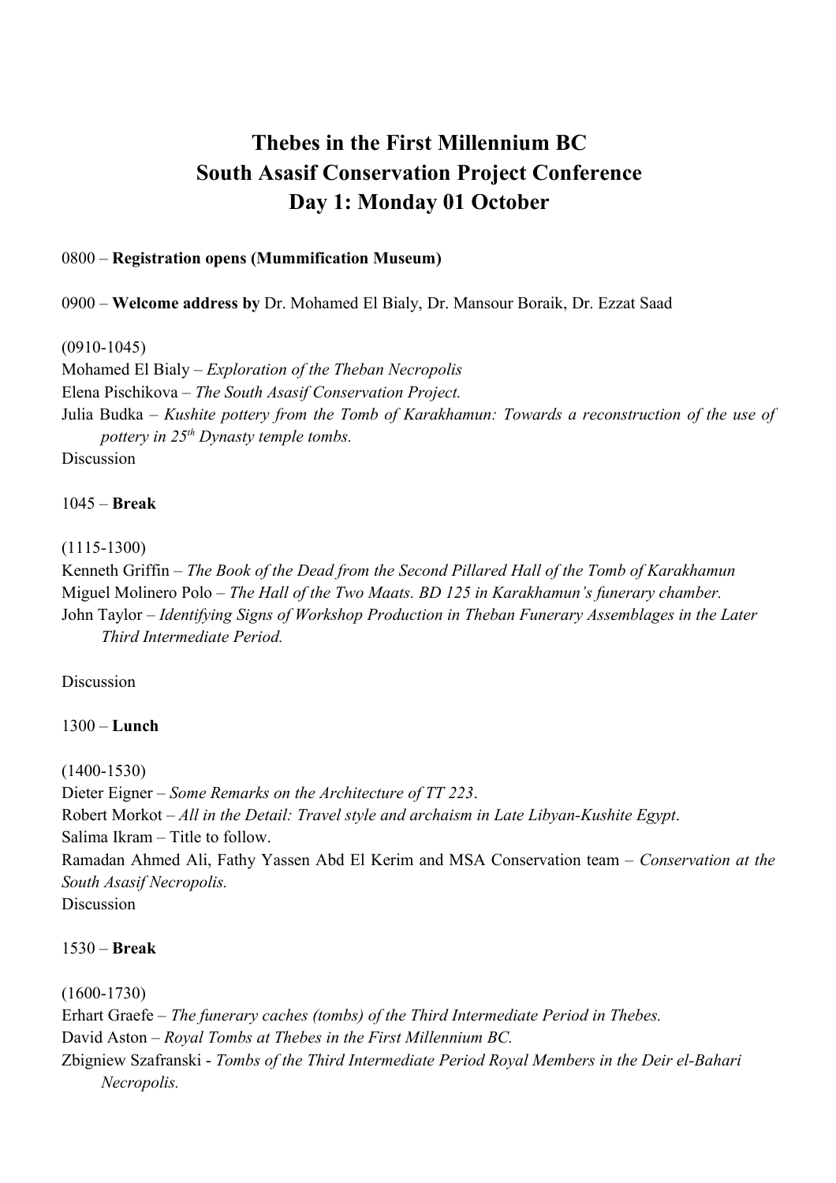# Thebes in the First Millennium BC
# South Asasif Conservation Project Conference
# Day 1: Monday 01 October

0800 – **Registration opens (Mummification Museum)**

0900 – **Welcome address by** Dr. Mohamed El Bialy, Dr. Mansour Boraik, Dr. Ezzat Saad

(0910-1045)

Mohamed El Bialy – *Exploration of the Theban Necropolis*

Elena Pischikova – *The South Asasif Conservation Project.*

Julia Budka – *Kushite pottery from the Tomb of Karakhamun: Towards a reconstruction of the use of pottery in 25th Dynasty temple tombs.*

Discussion

1045 – **Break**

(1115-1300)

Kenneth Griffin – *The Book of the Dead from the Second Pillared Hall of the Tomb of Karakhamun*

Miguel Molinero Polo – *The Hall of the Two Maats. BD 125 in Karakhamun's funerary chamber.*

John Taylor – *Identifying Signs of Workshop Production in Theban Funerary Assemblages in the Later Third Intermediate Period.*

Discussion

1300 – **Lunch**

(1400-1530)

Dieter Eigner – *Some Remarks on the Architecture of TT 223*.

Robert Morkot – *All in the Detail: Travel style and archaism in Late Libyan-Kushite Egypt*.

Salima Ikram – Title to follow.

Ramadan Ahmed Ali, Fathy Yassen Abd El Kerim and MSA Conservation team – *Conservation at the South Asasif Necropolis.*

Discussion

1530 – **Break**

(1600-1730)

Erhart Graefe – *The funerary caches (tombs) of the Third Intermediate Period in Thebes.*

David Aston – *Royal Tombs at Thebes in the First Millennium BC.*

Zbigniew Szafranski - *Tombs of the Third Intermediate Period Royal Members in the Deir el-Bahari Necropolis.*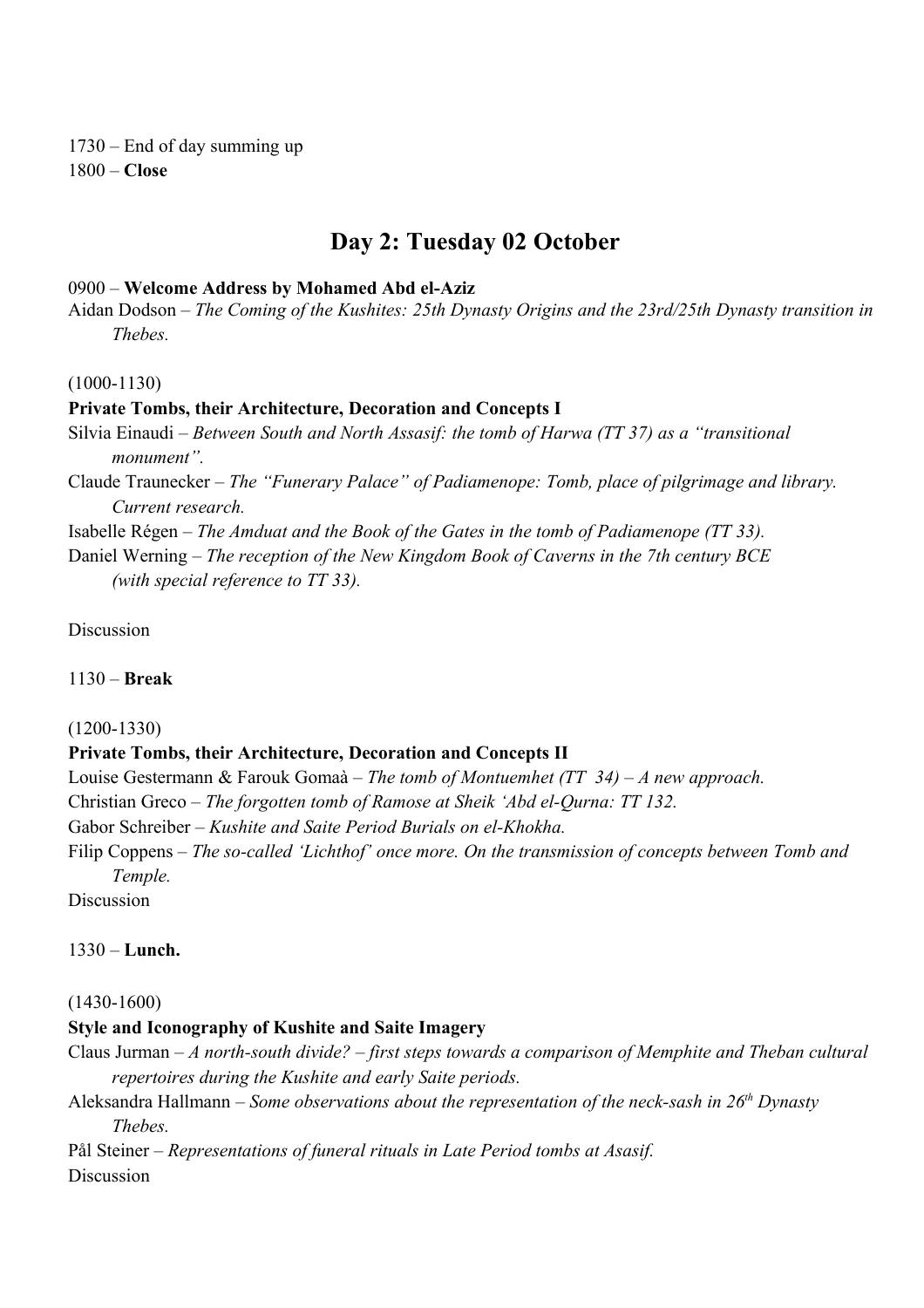1730 – End of day summing up
1800 – **Close**

## Day 2: Tuesday 02 October

0900 – **Welcome Address by Mohamed Abd el-Aziz**
Aidan Dodson – *The Coming of the Kushites: 25th Dynasty Origins and the 23rd/25th Dynasty transition in Thebes.*

(1000-1130)

**Private Tombs, their Architecture, Decoration and Concepts I**
Silvia Einaudi – *Between South and North Assasif: the tomb of Harwa (TT 37) as a "transitional monument".*
Claude Traunecker – *The "Funerary Palace" of Padiamenope: Tomb, place of pilgrimage and library. Current research.*
Isabelle Régen – *The Amduat and the Book of the Gates in the tomb of Padiamenope (TT 33).*
Daniel Werning – *The reception of the New Kingdom Book of Caverns in the 7th century BCE (with special reference to TT 33).*

Discussion

1130 – **Break**

(1200-1330)

**Private Tombs, their Architecture, Decoration and Concepts II**
Louise Gestermann & Farouk Gomaà – *The tomb of Montuemhet (TT 34) – A new approach.*
Christian Greco – *The forgotten tomb of Ramose at Sheik 'Abd el-Qurna: TT 132.*
Gabor Schreiber – *Kushite and Saite Period Burials on el-Khokha.*
Filip Coppens – *The so-called 'Lichthof' once more. On the transmission of concepts between Tomb and Temple.*
Discussion

1330 – **Lunch.**

(1430-1600)

**Style and Iconography of Kushite and Saite Imagery**
Claus Jurman – *A north-south divide? – first steps towards a comparison of Memphite and Theban cultural repertoires during the Kushite and early Saite periods.*
Aleksandra Hallmann – *Some observations about the representation of the neck-sash in 26th Dynasty Thebes.*
Pål Steiner – *Representations of funeral rituals in Late Period tombs at Asasif.*
Discussion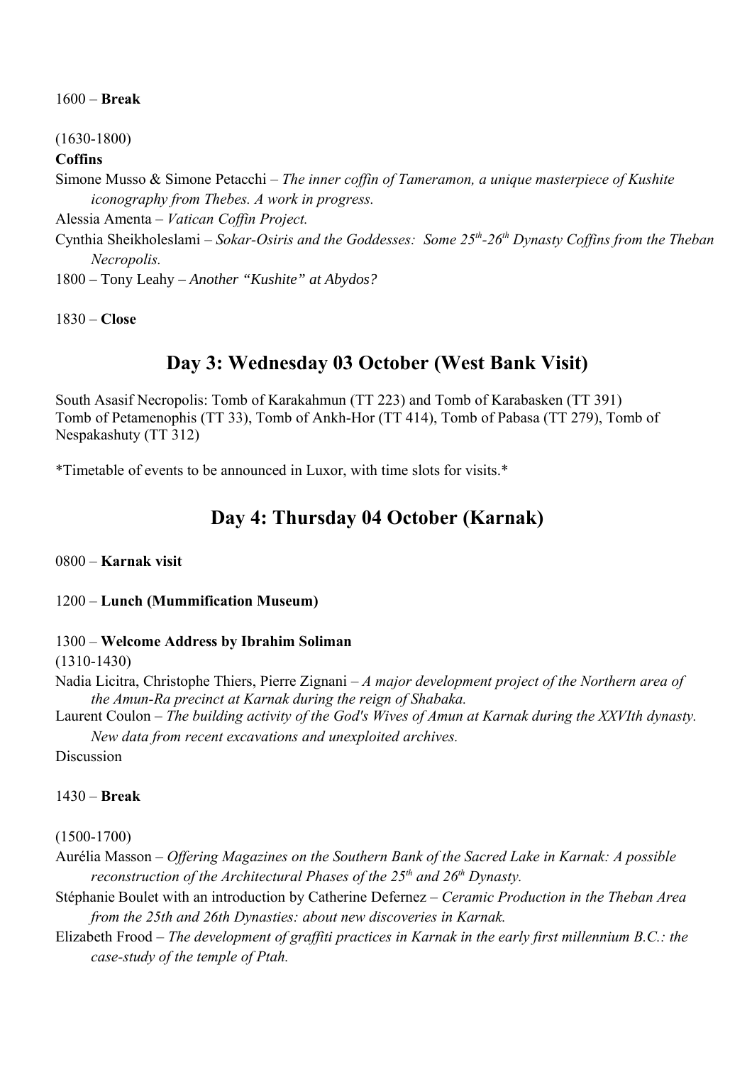1600 – **Break**

(1630-1800)

**Coffins**

Simone Musso & Simone Petacchi – *The inner coffin of Tameramon, a unique masterpiece of Kushite iconography from Thebes. A work in progress.*

Alessia Amenta – *Vatican Coffin Project.*

Cynthia Sheikholeslami – *Sokar-Osiris and the Goddesses: Some 25th-26th Dynasty Coffins from the Theban Necropolis.*

1800 – Tony Leahy – *Another "Kushite" at Abydos?*

1830 – **Close**

## Day 3: Wednesday 03 October (West Bank Visit)

South Asasif Necropolis: Tomb of Karakahmun (TT 223) and Tomb of Karabasken (TT 391)
Tomb of Petamenophis (TT 33), Tomb of Ankh-Hor (TT 414), Tomb of Pabasa (TT 279), Tomb of Nespakashuty (TT 312)

*Timetable of events to be announced in Luxor, with time slots for visits.*

## Day 4: Thursday 04 October (Karnak)

0800 – **Karnak visit**

1200 – **Lunch (Mummification Museum)**

1300 – **Welcome Address by Ibrahim Soliman**

(1310-1430)

Nadia Licitra, Christophe Thiers, Pierre Zignani – *A major development project of the Northern area of the Amun-Ra precinct at Karnak during the reign of Shabaka.*

Laurent Coulon – *The building activity of the God's Wives of Amun at Karnak during the XXVIth dynasty. New data from recent excavations and unexploited archives.*

Discussion

1430 – **Break**

(1500-1700)

Aurélia Masson – *Offering Magazines on the Southern Bank of the Sacred Lake in Karnak: A possible reconstruction of the Architectural Phases of the 25th and 26th Dynasty.*

Stéphanie Boulet with an introduction by Catherine Defernez – *Ceramic Production in the Theban Area from the 25th and 26th Dynasties: about new discoveries in Karnak.*

Elizabeth Frood – *The development of graffiti practices in Karnak in the early first millennium B.C.: the case-study of the temple of Ptah.*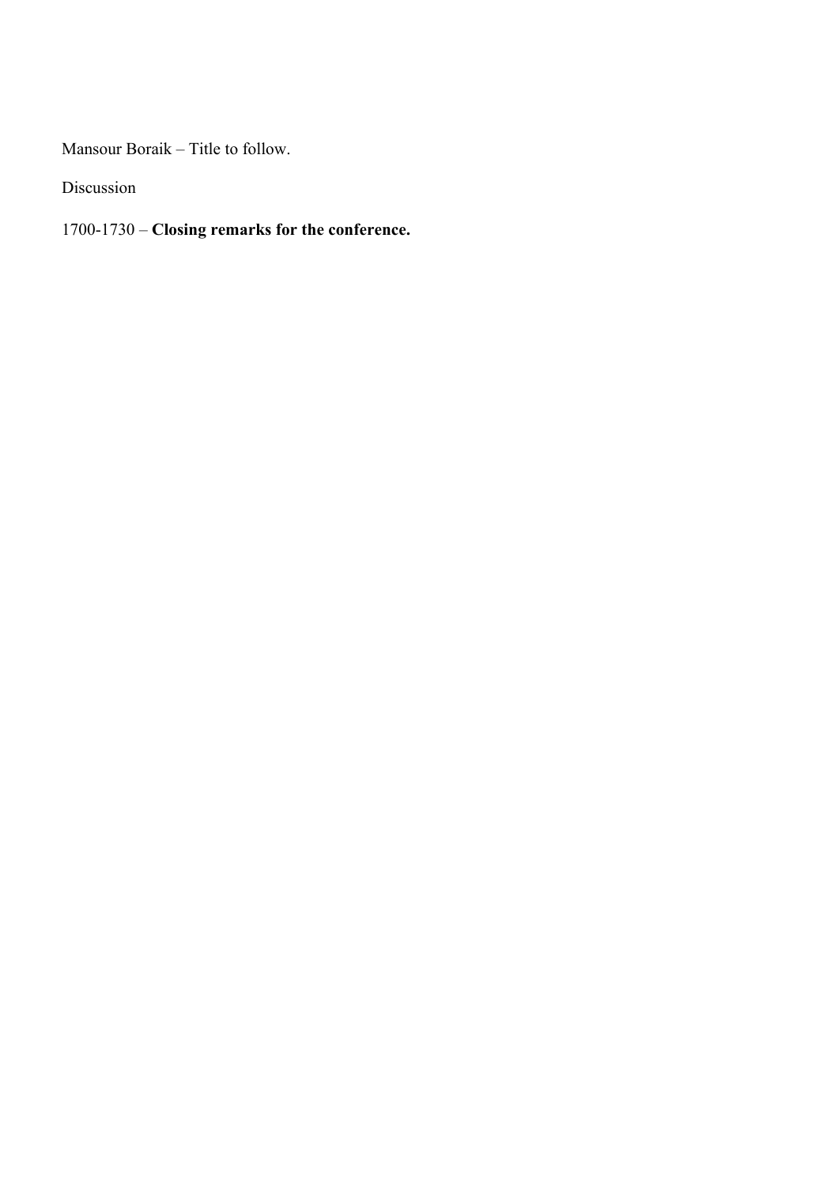Mansour Boraik – Title to follow.

Discussion

1700-1730 – **Closing remarks for the conference.**